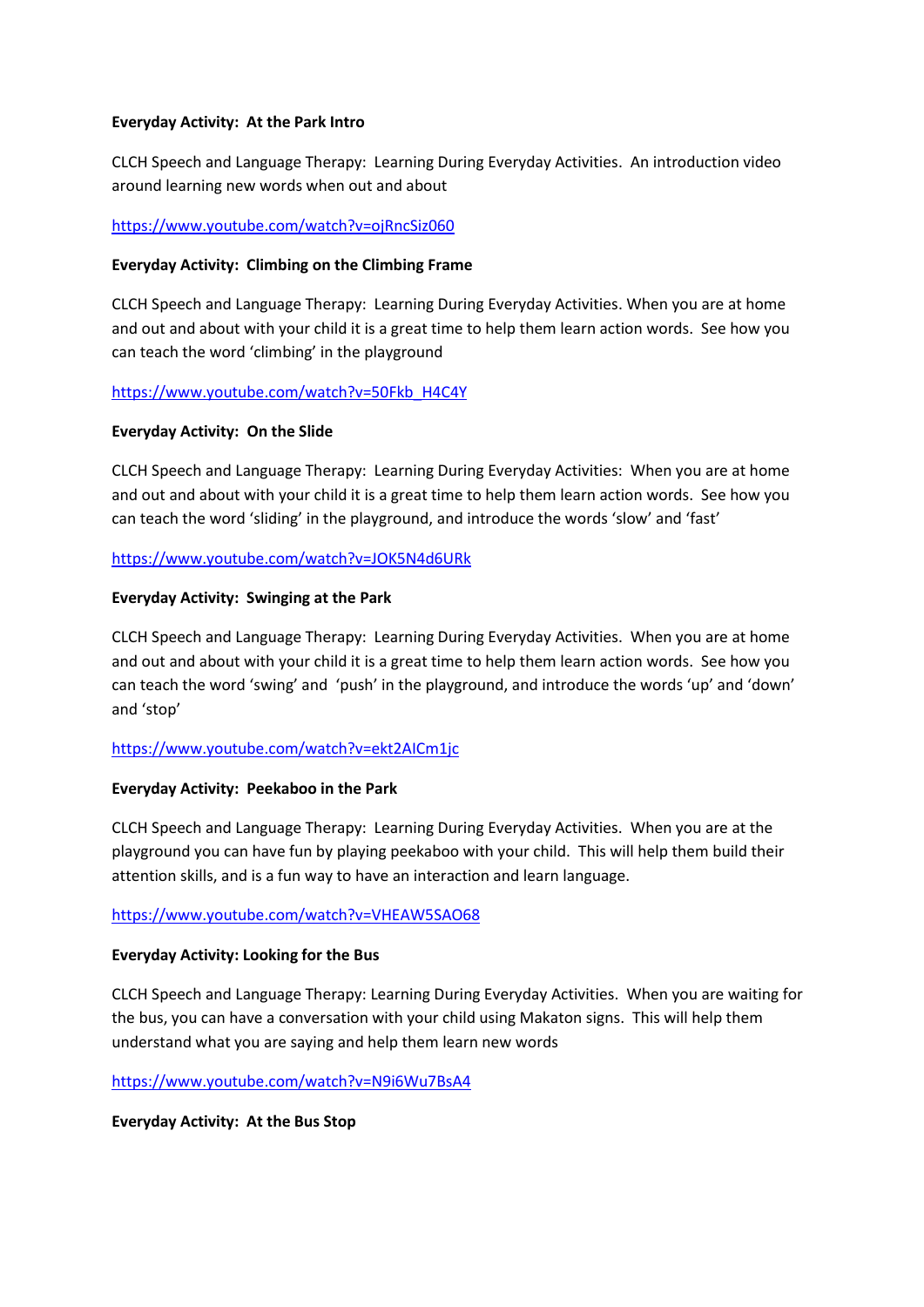**Everyday Activity: At the Park Intro**

CLCH Speech and Language Therapy: Learning During Everyday Activities. An introduction video around learning new words when out and about

https://www.youtube.com/watch?v=ojRncSiz060

**Everyday Activity: Climbing on the Climbing Frame**

CLCH Speech and Language Therapy: Learning During Everyday Activities. When you are at home and out and about with your child it is a great time to help them learn action words. See how you can teach the word 'climbing' in the playground

https://www.youtube.com/watch?v=50Fkb_H4C4Y

**Everyday Activity: On the Slide**

CLCH Speech and Language Therapy: Learning During Everyday Activities: When you are at home and out and about with your child it is a great time to help them learn action words. See how you can teach the word 'sliding' in the playground, and introduce the words 'slow' and 'fast'

https://www.youtube.com/watch?v=JOK5N4d6URk

**Everyday Activity: Swinging at the Park**

CLCH Speech and Language Therapy: Learning During Everyday Activities. When you are at home and out and about with your child it is a great time to help them learn action words. See how you can teach the word 'swing' and 'push' in the playground, and introduce the words 'up' and 'down' and 'stop'

https://www.youtube.com/watch?v=ekt2AICm1jc

**Everyday Activity: Peekaboo in the Park**

CLCH Speech and Language Therapy: Learning During Everyday Activities. When you are at the playground you can have fun by playing peekaboo with your child. This will help them build their attention skills, and is a fun way to have an interaction and learn language.

https://www.youtube.com/watch?v=VHEAW5SAO68

**Everyday Activity: Looking for the Bus**

CLCH Speech and Language Therapy: Learning During Everyday Activities. When you are waiting for the bus, you can have a conversation with your child using Makaton signs. This will help them understand what you are saying and help them learn new words

https://www.youtube.com/watch?v=N9i6Wu7BsA4

**Everyday Activity: At the Bus Stop**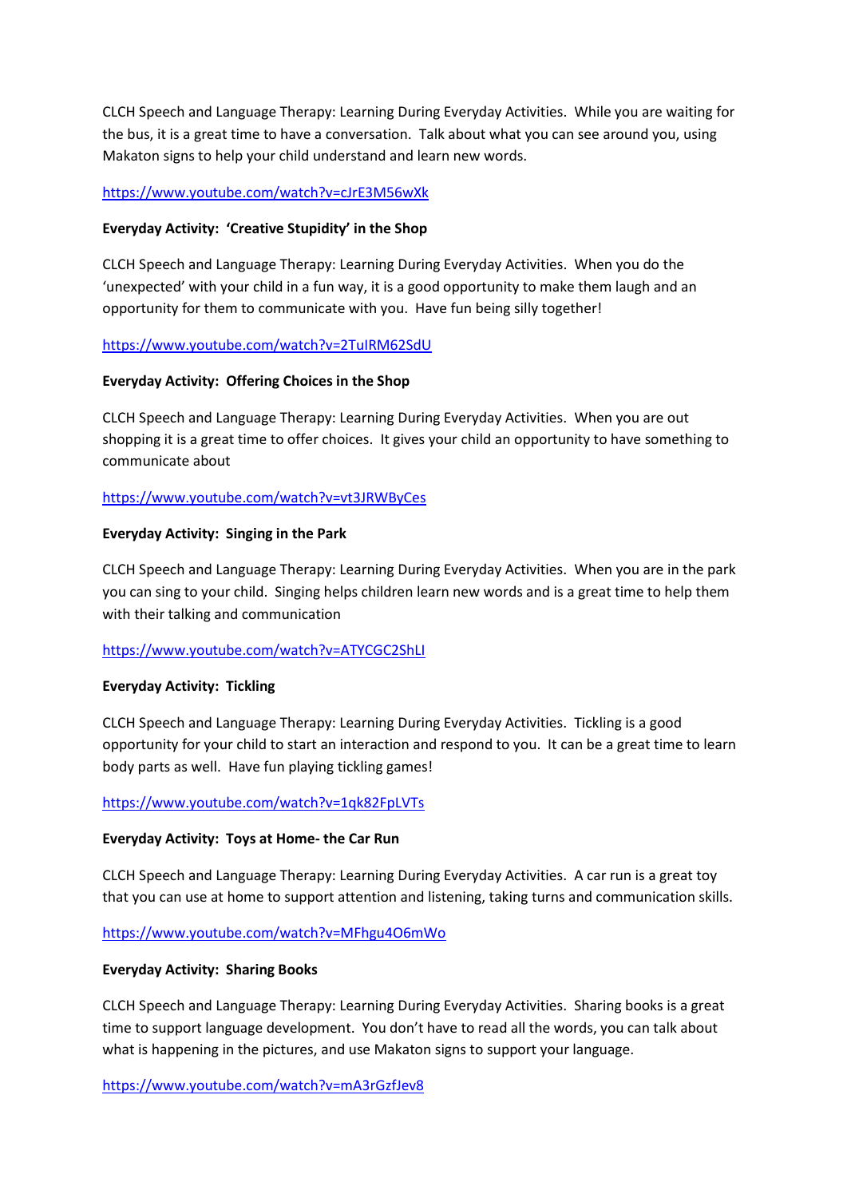CLCH Speech and Language Therapy: Learning During Everyday Activities. While you are waiting for the bus, it is a great time to have a conversation. Talk about what you can see around you, using Makaton signs to help your child understand and learn new words.

https://www.youtube.com/watch?v=cJrE3M56wXk

**Everyday Activity: 'Creative Stupidity' in the Shop**

CLCH Speech and Language Therapy: Learning During Everyday Activities. When you do the 'unexpected' with your child in a fun way, it is a good opportunity to make them laugh and an opportunity for them to communicate with you. Have fun being silly together!

https://www.youtube.com/watch?v=2TuIRM62SdU

**Everyday Activity: Offering Choices in the Shop**

CLCH Speech and Language Therapy: Learning During Everyday Activities. When you are out shopping it is a great time to offer choices. It gives your child an opportunity to have something to communicate about

https://www.youtube.com/watch?v=vt3JRWByCes

**Everyday Activity: Singing in the Park**

CLCH Speech and Language Therapy: Learning During Everyday Activities. When you are in the park you can sing to your child. Singing helps children learn new words and is a great time to help them with their talking and communication

https://www.youtube.com/watch?v=ATYCGC2ShLI

**Everyday Activity: Tickling**

CLCH Speech and Language Therapy: Learning During Everyday Activities. Tickling is a good opportunity for your child to start an interaction and respond to you. It can be a great time to learn body parts as well. Have fun playing tickling games!

https://www.youtube.com/watch?v=1qk82FpLVTs

**Everyday Activity: Toys at Home- the Car Run**

CLCH Speech and Language Therapy: Learning During Everyday Activities. A car run is a great toy that you can use at home to support attention and listening, taking turns and communication skills.

https://www.youtube.com/watch?v=MFhgu4O6mWo

**Everyday Activity: Sharing Books**

CLCH Speech and Language Therapy: Learning During Everyday Activities. Sharing books is a great time to support language development. You don't have to read all the words, you can talk about what is happening in the pictures, and use Makaton signs to support your language.

https://www.youtube.com/watch?v=mA3rGzfJev8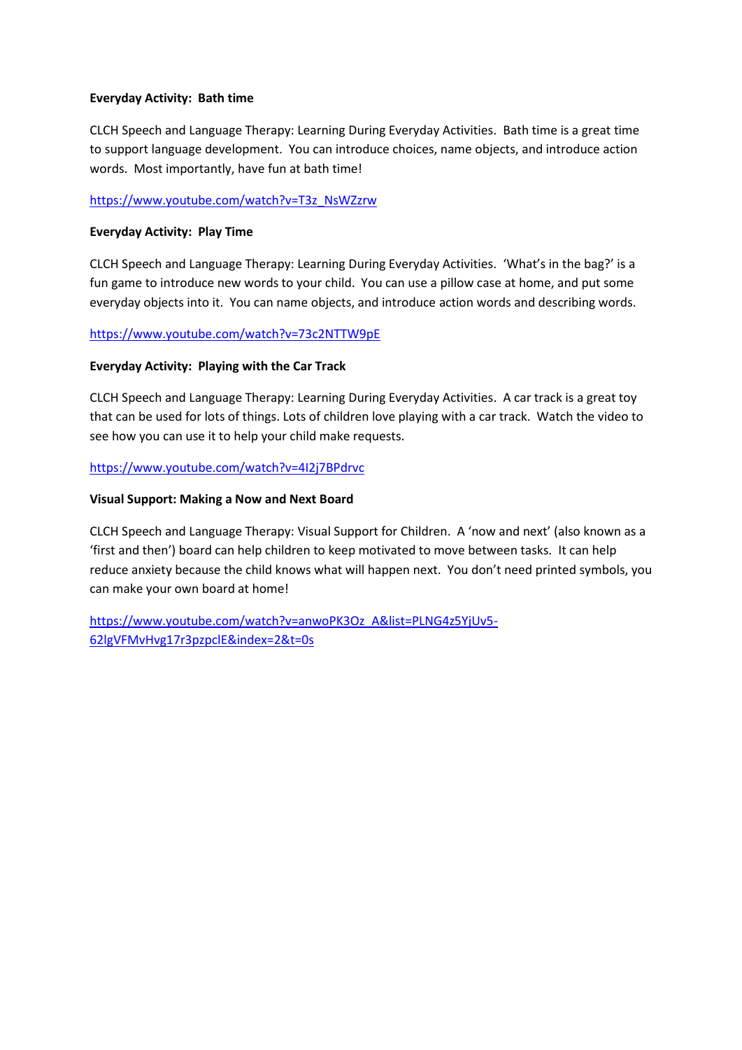**Everyday Activity: Bath time**

CLCH Speech and Language Therapy: Learning During Everyday Activities. Bath time is a great time to support language development. You can introduce choices, name objects, and introduce action words. Most importantly, have fun at bath time!

https://www.youtube.com/watch?v=T3z_NsWZzrw

**Everyday Activity: Play Time**

CLCH Speech and Language Therapy: Learning During Everyday Activities. 'What's in the bag?' is a fun game to introduce new words to your child. You can use a pillow case at home, and put some everyday objects into it. You can name objects, and introduce action words and describing words.

https://www.youtube.com/watch?v=73c2NTTW9pE

**Everyday Activity: Playing with the Car Track**

CLCH Speech and Language Therapy: Learning During Everyday Activities. A car track is a great toy that can be used for lots of things. Lots of children love playing with a car track. Watch the video to see how you can use it to help your child make requests.

https://www.youtube.com/watch?v=4I2j7BPdrvc

**Visual Support: Making a Now and Next Board**

CLCH Speech and Language Therapy: Visual Support for Children. A 'now and next' (also known as a 'first and then') board can help children to keep motivated to move between tasks. It can help reduce anxiety because the child knows what will happen next. You don't need printed symbols, you can make your own board at home!

https://www.youtube.com/watch?v=anwoPK3Oz_A&list=PLNG4z5YjUv5-62lgVFMvHvg17r3pzpclE&index=2&t=0s